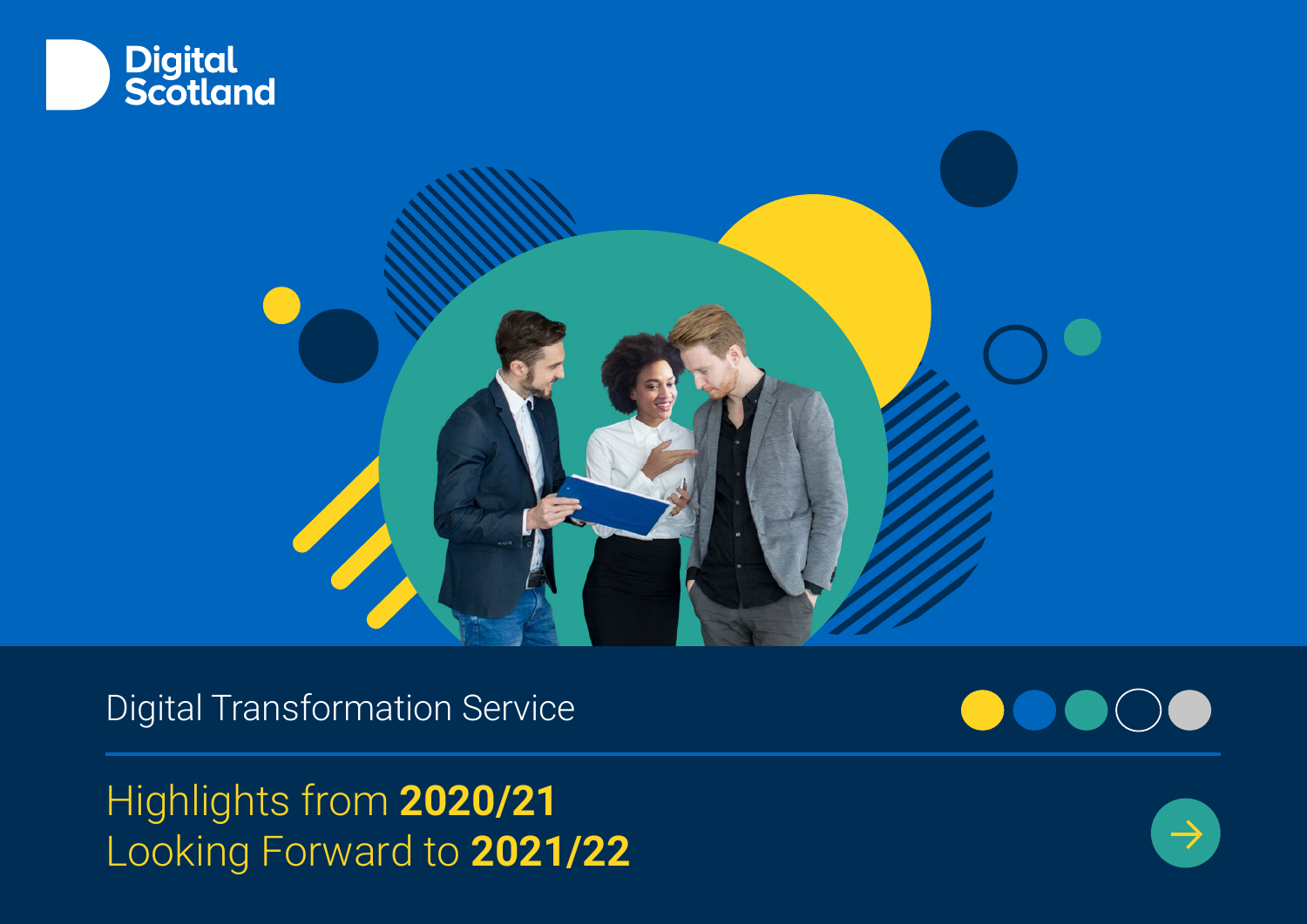Digital Scotland

# Digital Transformation Service

## Highlights from **2020/21**
## Looking Forward to **2021/22**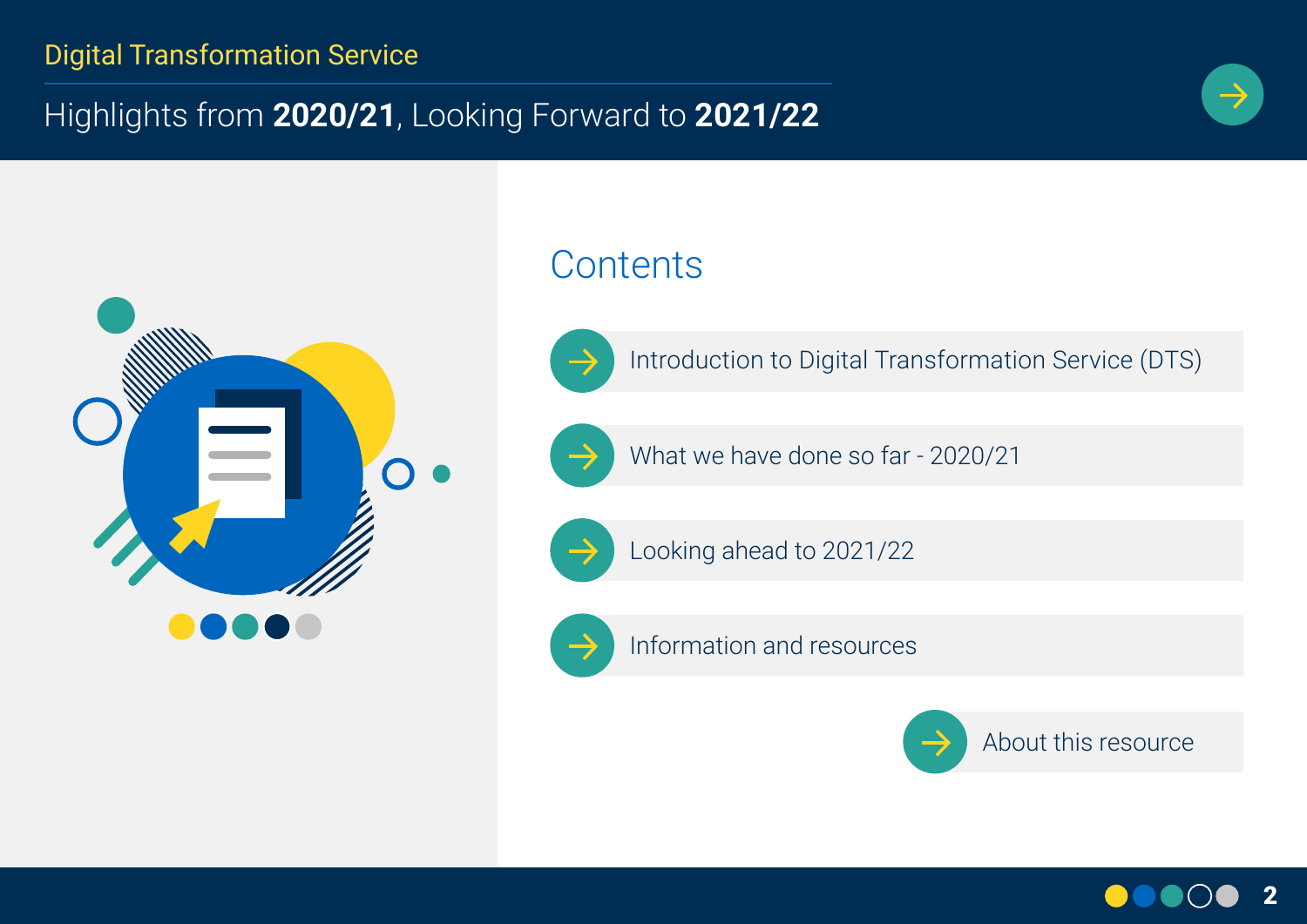# Contents

- Introduction to Digital Transformation Service (DTS)
- What we have done so far - 2020/21
- Looking ahead to 2021/22
- Information and resources
- About this resource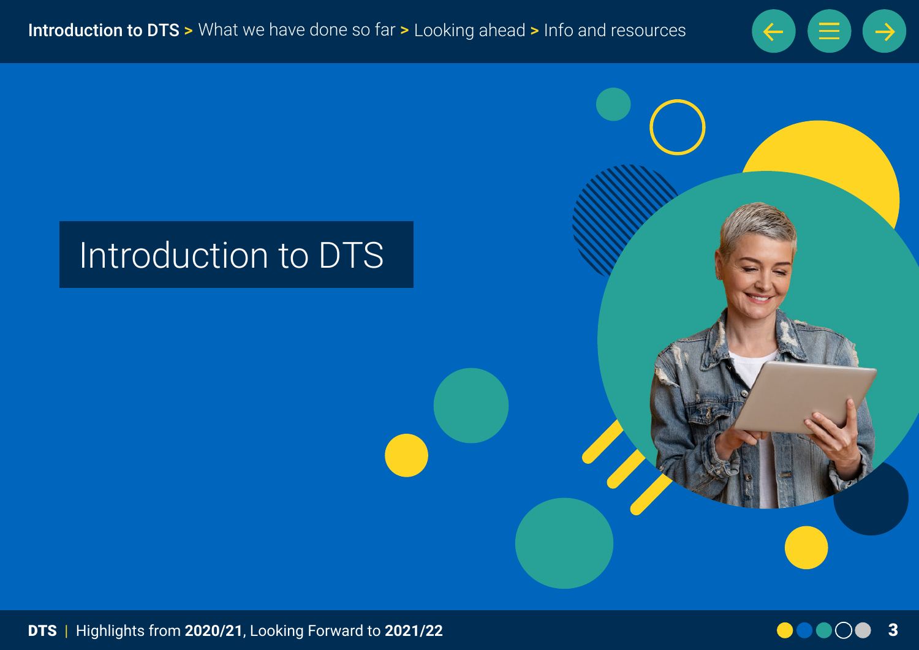# Introduction to DTS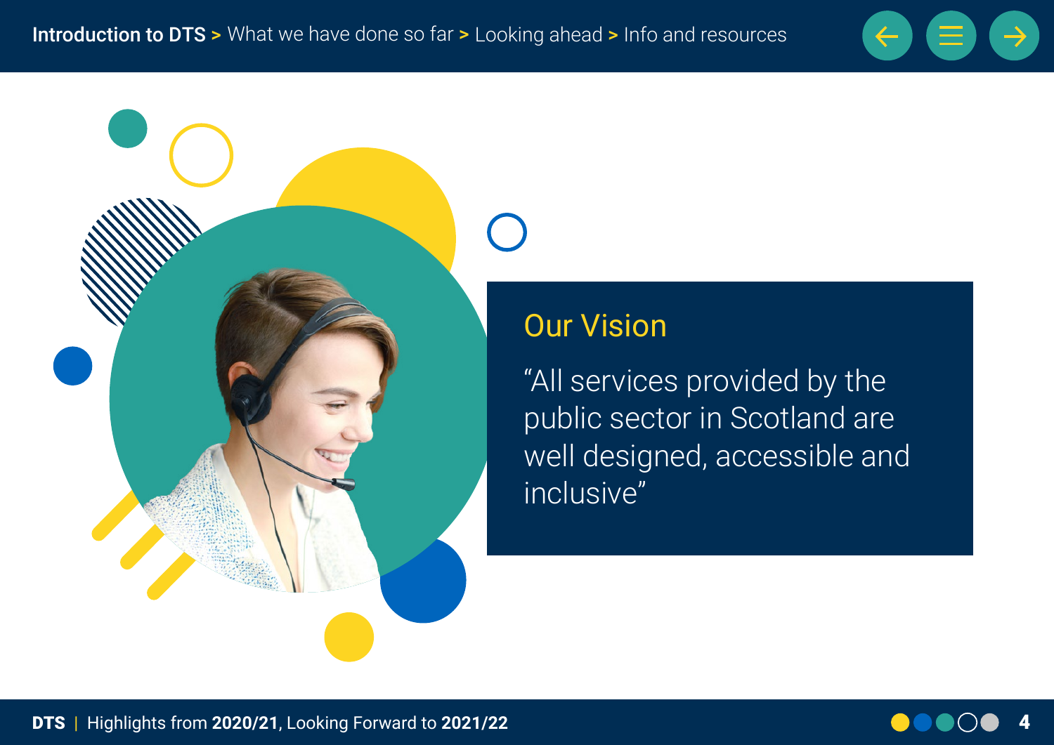## Our Vision

“All services provided by the public sector in Scotland are well designed, accessible and inclusive”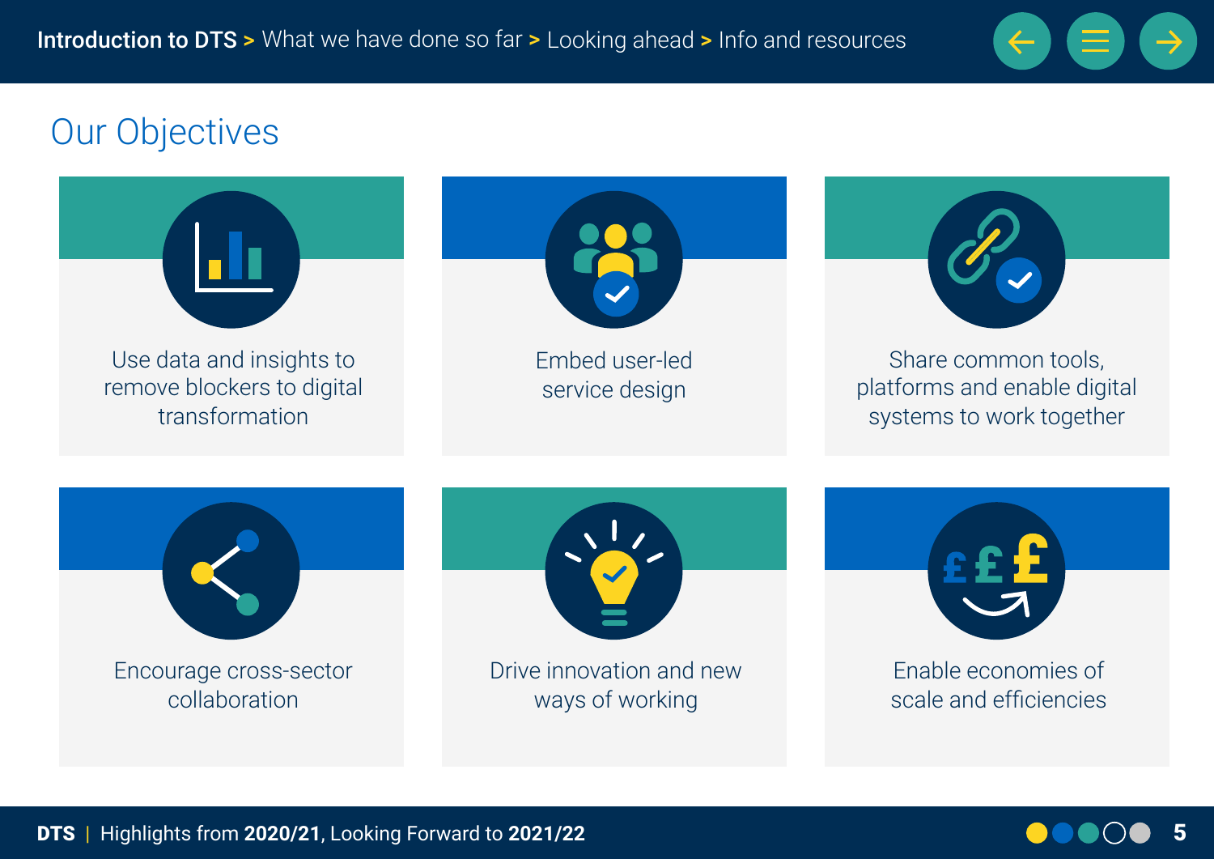# Our Objectives

- Use data and insights to remove blockers to digital transformation
- Embed user-led service design
- Share common tools, platforms and enable digital systems to work together
- Encourage cross-sector collaboration
- Drive innovation and new ways of working
- Enable economies of scale and efficiencies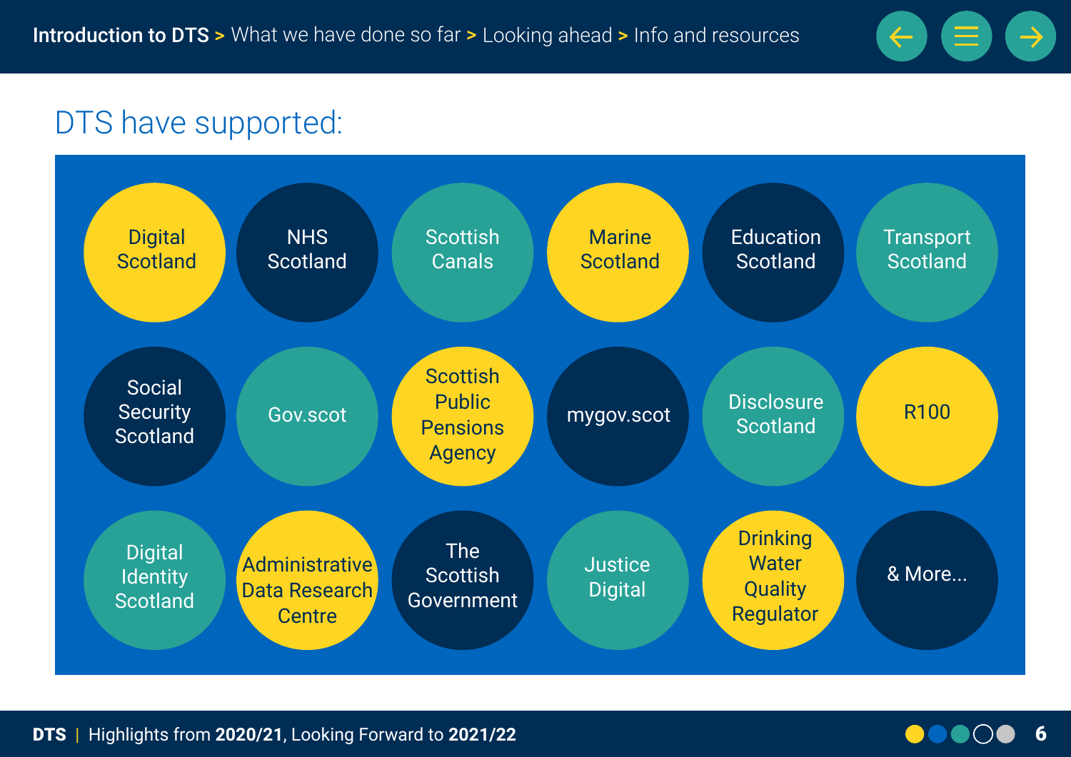# DTS have supported:

- Digital Scotland
- NHS Scotland
- Scottish Canals
- Marine Scotland
- Education Scotland
- Transport Scotland
- Social Security Scotland
- Gov.scot
- Scottish Public Pensions Agency
- mygov.scot
- Disclosure Scotland
- R100
- Digital Identity Scotland
- Administrative Data Research Centre
- The Scottish Government
- Justice Digital
- Drinking Water Quality Regulator
- & More...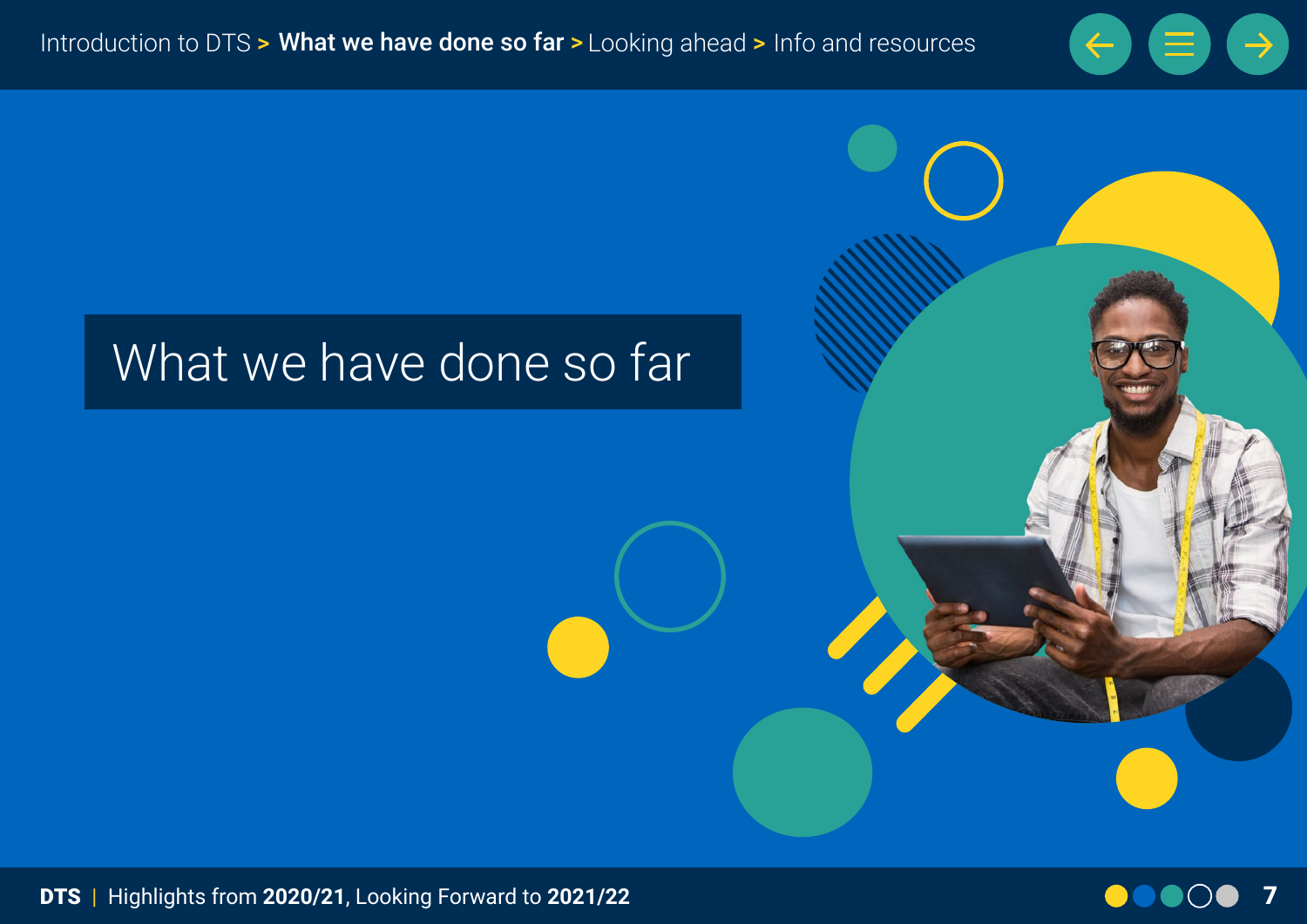# What we have done so far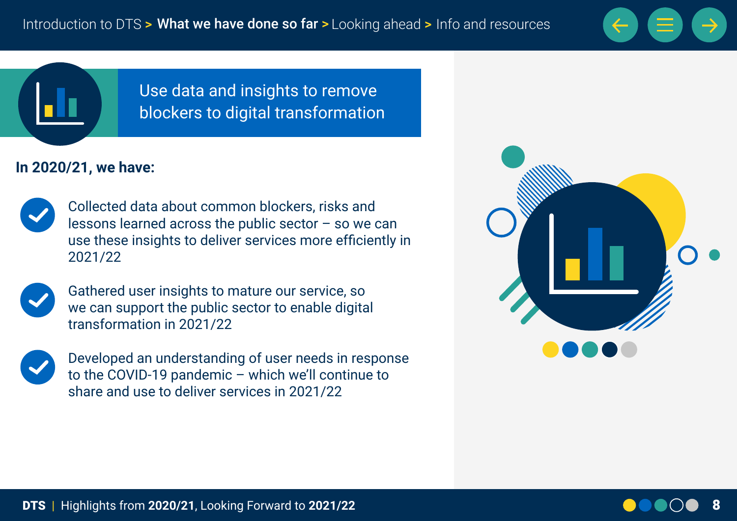## Use data and insights to remove blockers to digital transformation

**In 2020/21, we have:**

- Collected data about common blockers, risks and lessons learned across the public sector – so we can use these insights to deliver services more efficiently in 2021/22
- Gathered user insights to mature our service, so we can support the public sector to enable digital transformation in 2021/22
- Developed an understanding of user needs in response to the COVID-19 pandemic – which we'll continue to share and use to deliver services in 2021/22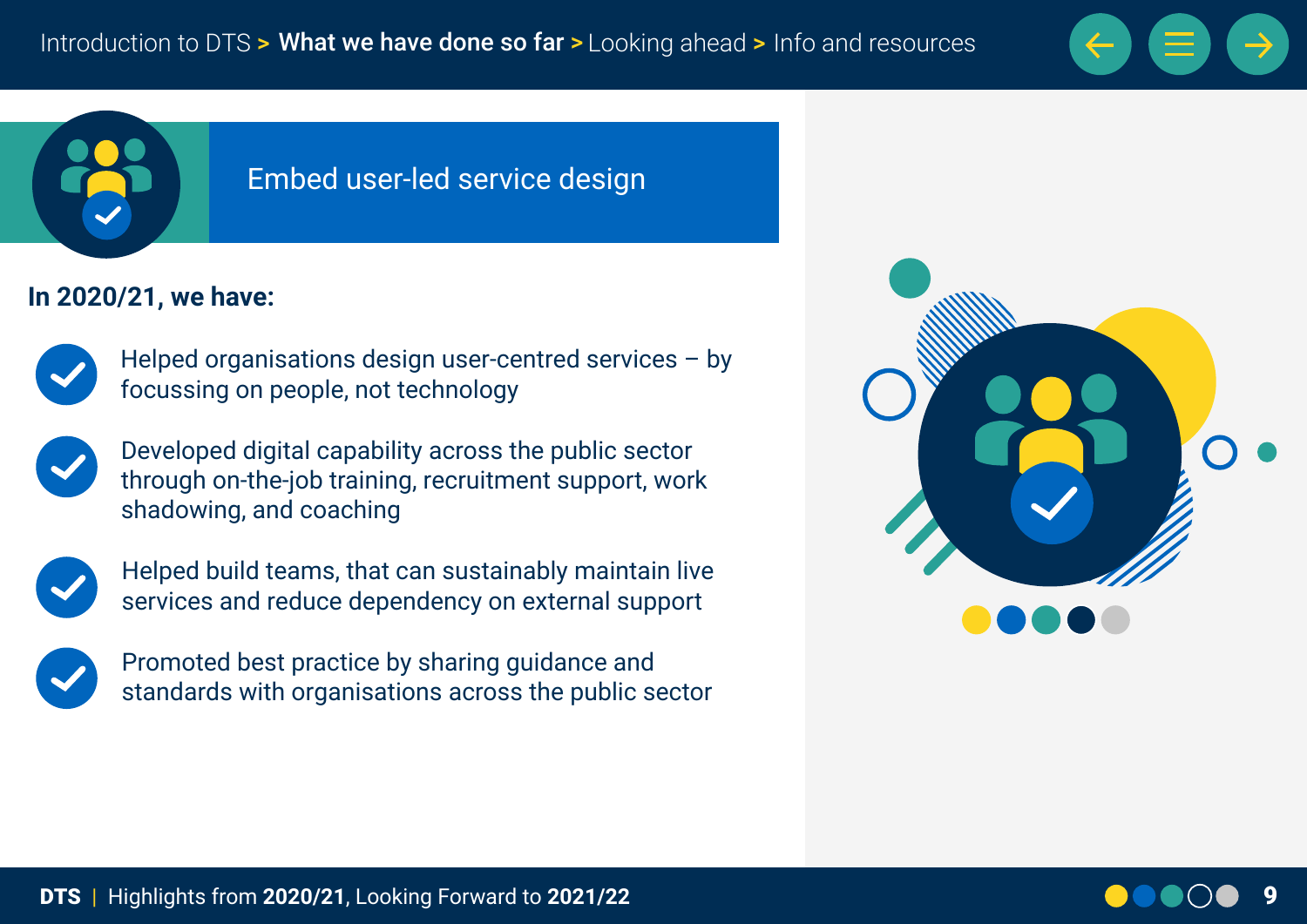# Embed user-led service design

**In 2020/21, we have:**

- Helped organisations design user-centred services – by focussing on people, not technology
- Developed digital capability across the public sector through on-the-job training, recruitment support, work shadowing, and coaching
- Helped build teams, that can sustainably maintain live services and reduce dependency on external support
- Promoted best practice by sharing guidance and standards with organisations across the public sector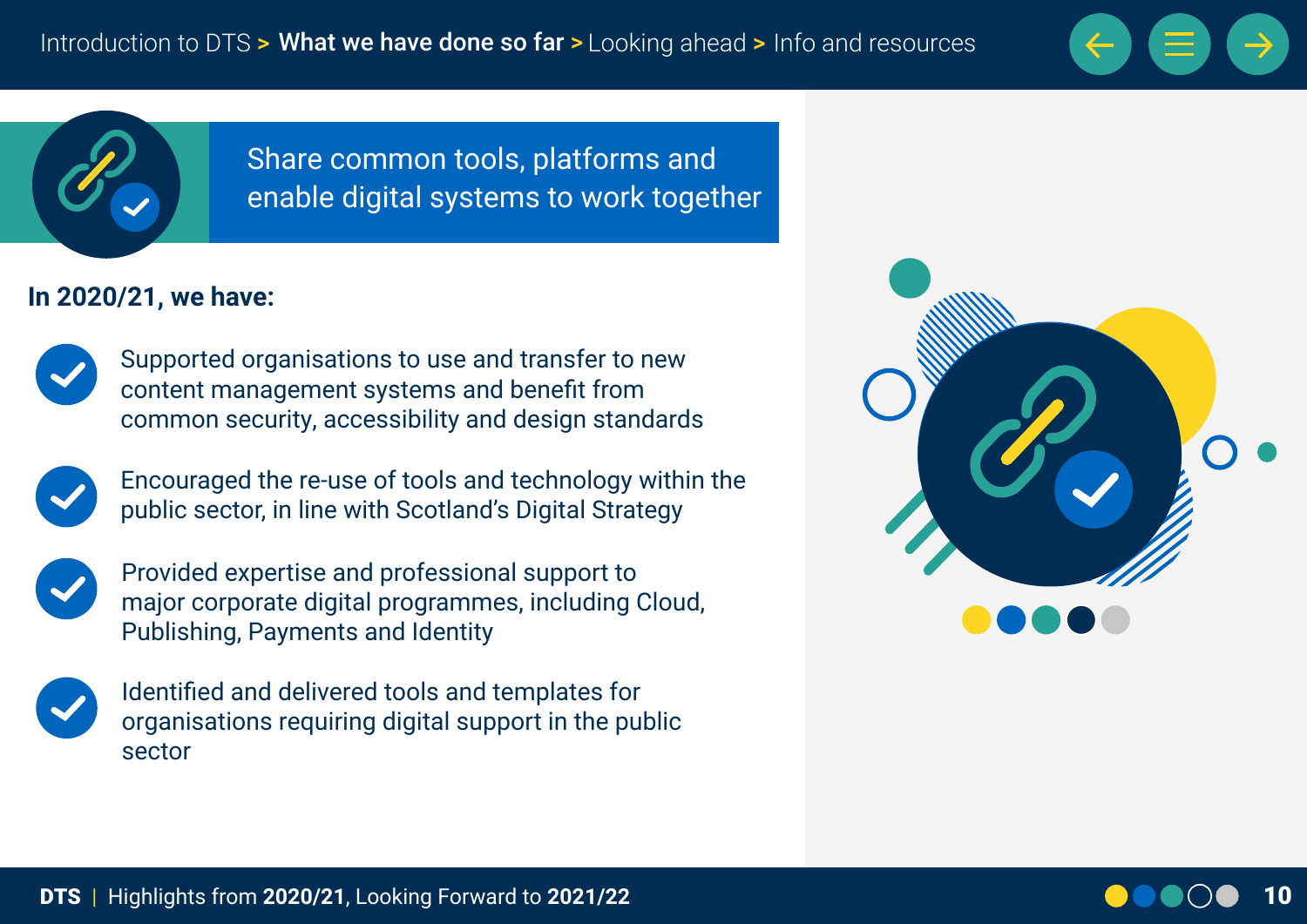Introduction to DTS > **What we have done so far** > Looking ahead > Info and resources

## Share common tools, platforms and enable digital systems to work together

**In 2020/21, we have:**

- Supported organisations to use and transfer to new content management systems and benefit from common security, accessibility and design standards
- Encouraged the re-use of tools and technology within the public sector, in line with Scotland's Digital Strategy
- Provided expertise and professional support to major corporate digital programmes, including Cloud, Publishing, Payments and Identity
- Identified and delivered tools and templates for organisations requiring digital support in the public sector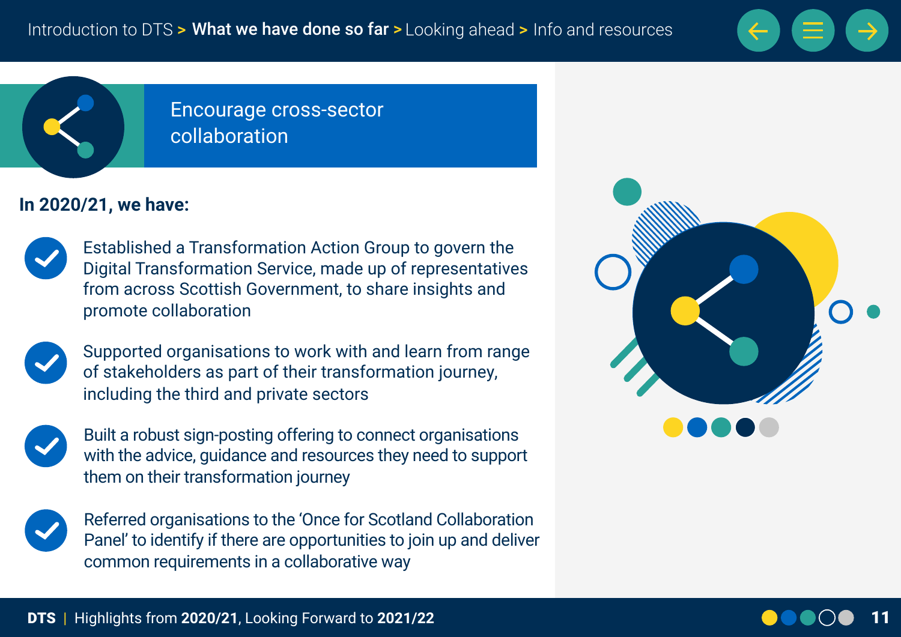# Encourage cross-sector collaboration

**In 2020/21, we have:**

- Established a Transformation Action Group to govern the Digital Transformation Service, made up of representatives from across Scottish Government, to share insights and promote collaboration
- Supported organisations to work with and learn from range of stakeholders as part of their transformation journey, including the third and private sectors
- Built a robust sign-posting offering to connect organisations with the advice, guidance and resources they need to support them on their transformation journey
- Referred organisations to the 'Once for Scotland Collaboration Panel' to identify if there are opportunities to join up and deliver common requirements in a collaborative way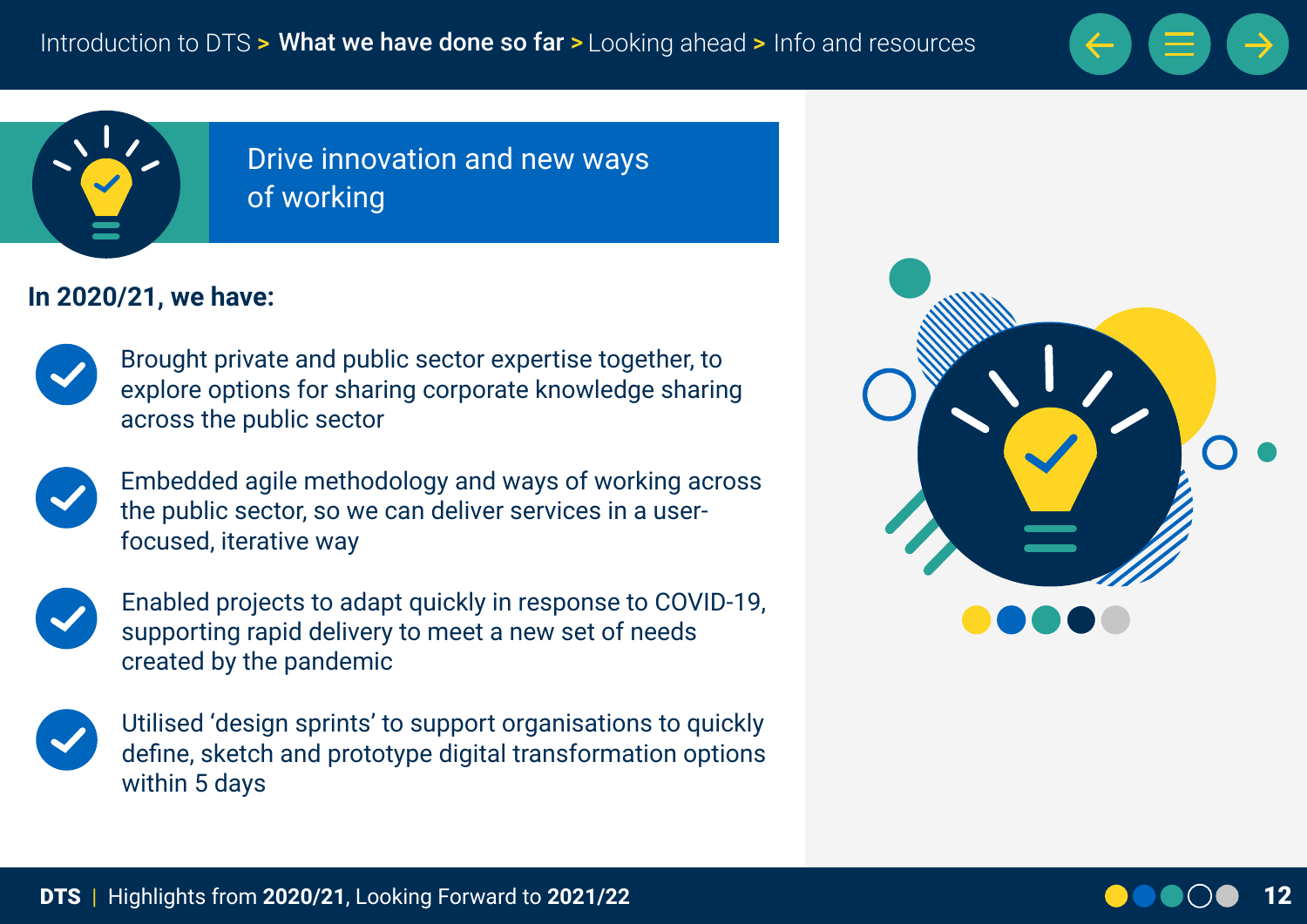# Drive innovation and new ways of working

**In 2020/21, we have:**

- Brought private and public sector expertise together, to explore options for sharing corporate knowledge sharing across the public sector
- Embedded agile methodology and ways of working across the public sector, so we can deliver services in a user-focused, iterative way
- Enabled projects to adapt quickly in response to COVID-19, supporting rapid delivery to meet a new set of needs created by the pandemic
- Utilised 'design sprints' to support organisations to quickly define, sketch and prototype digital transformation options within 5 days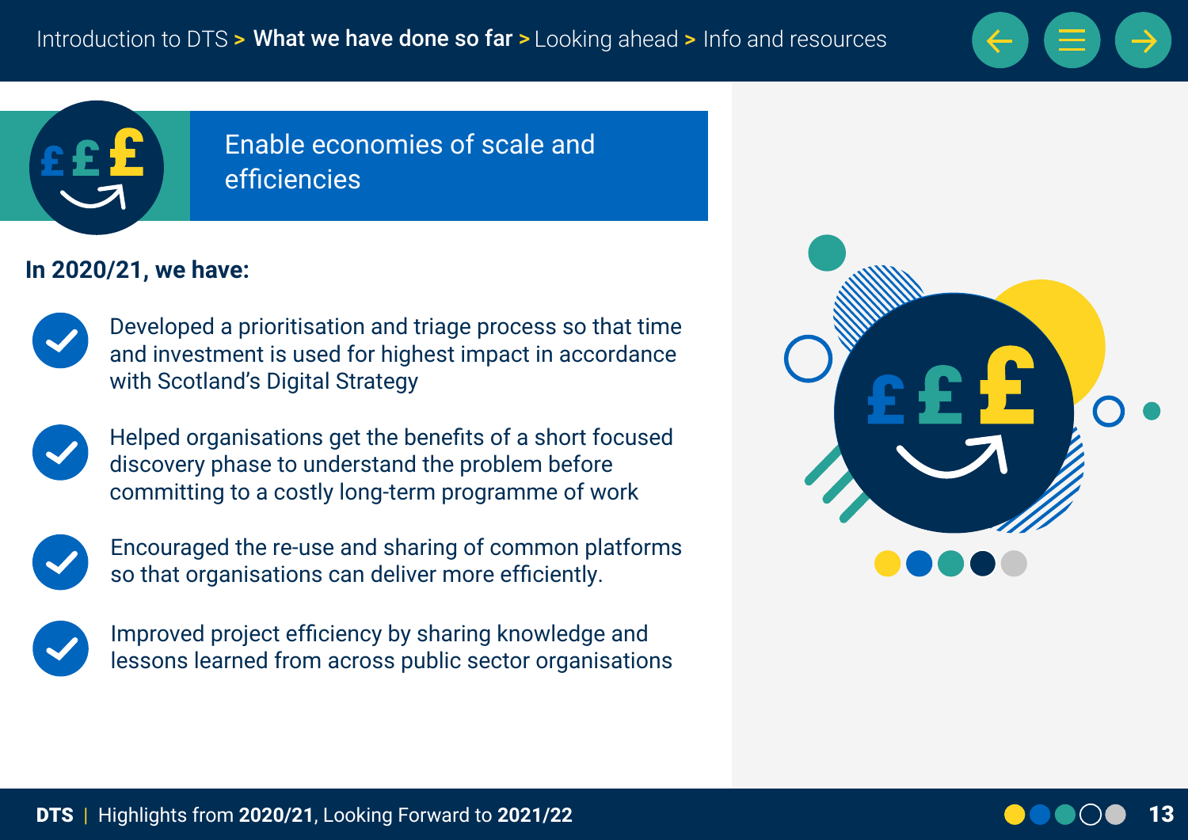# Enable economies of scale and efficiencies

**In 2020/21, we have:**

- Developed a prioritisation and triage process so that time and investment is used for highest impact in accordance with Scotland's Digital Strategy
- Helped organisations get the benefits of a short focused discovery phase to understand the problem before committing to a costly long-term programme of work
- Encouraged the re-use and sharing of common platforms so that organisations can deliver more efficiently.
- Improved project efficiency by sharing knowledge and lessons learned from across public sector organisations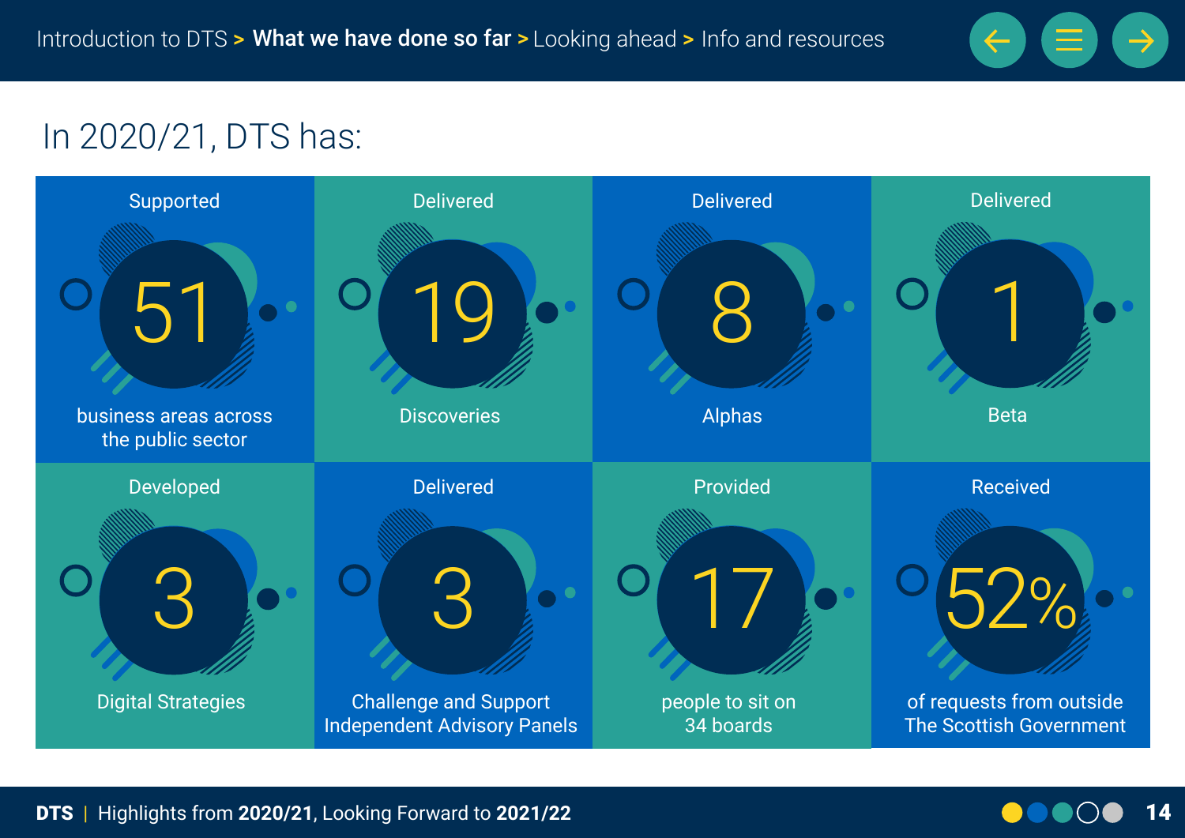# In 2020/21, DTS has:

Supported **51** business areas across the public sector

Delivered **19** Discoveries

Delivered **8** Alphas

Delivered **1** Beta

Developed **3** Digital Strategies

Delivered **3** Challenge and Support Independent Advisory Panels

Provided **17** people to sit on 34 boards

Received **52%** of requests from outside The Scottish Government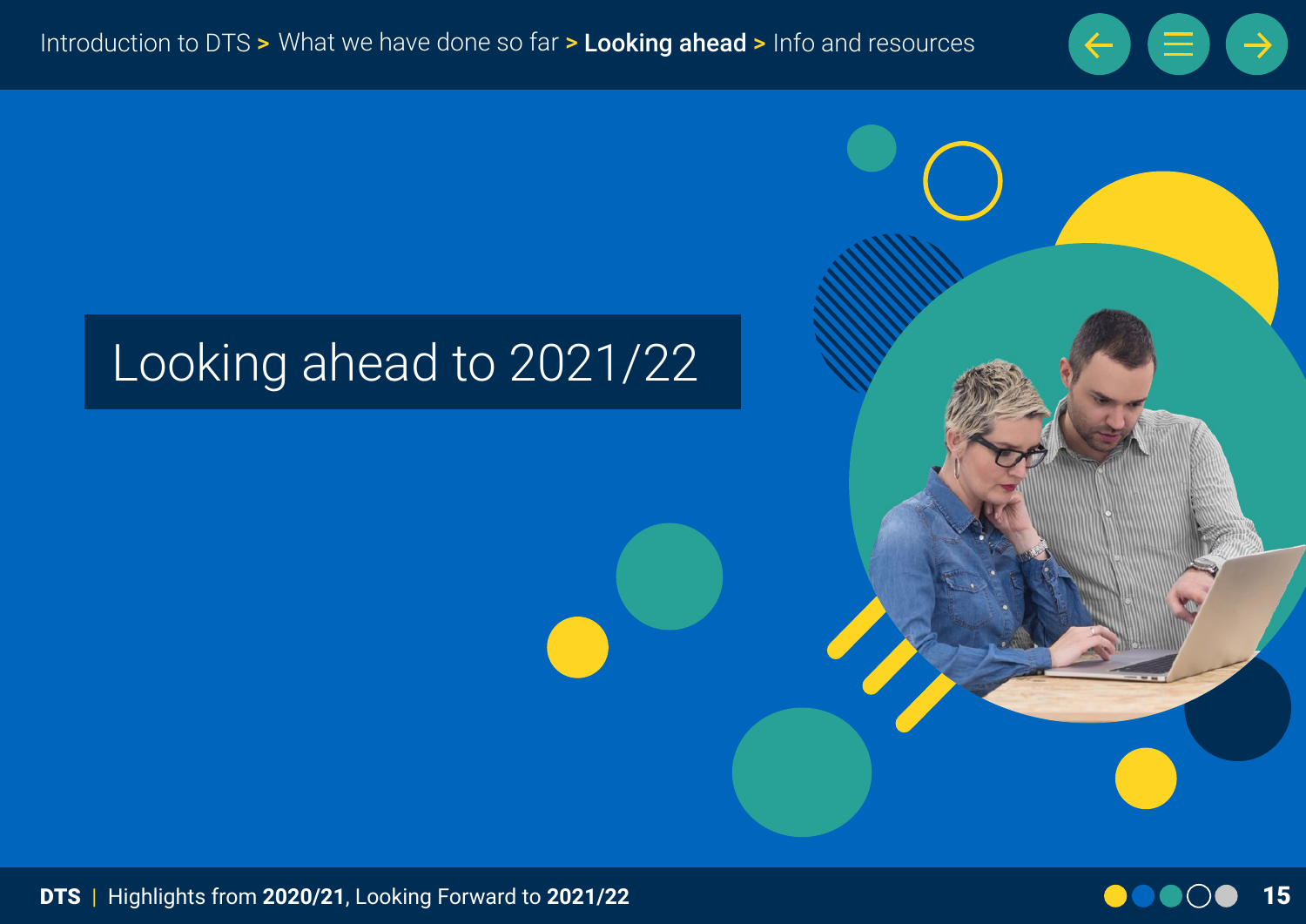# Looking ahead to 2021/22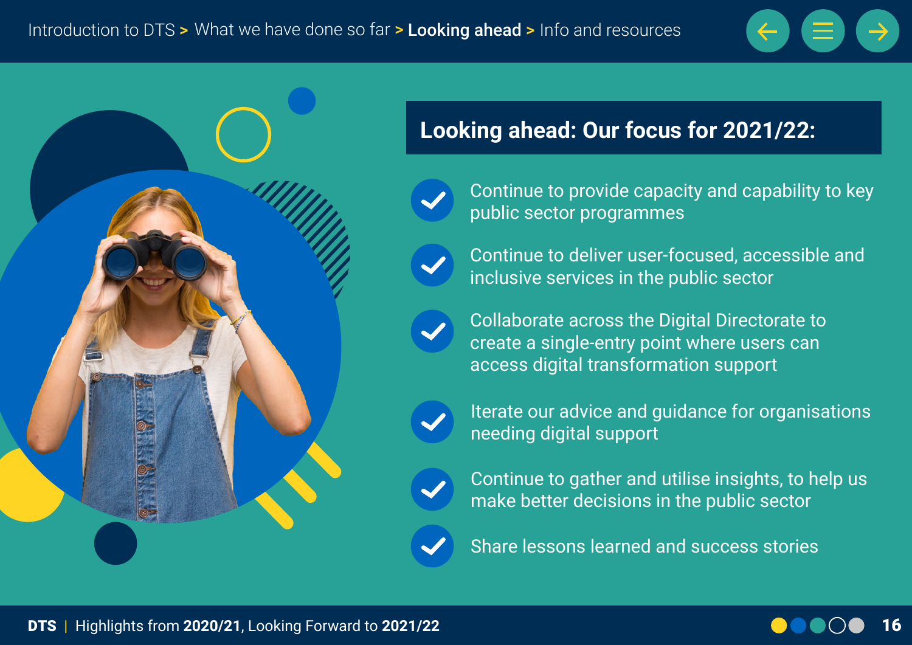## Looking ahead: Our focus for 2021/22:

- Continue to provide capacity and capability to key public sector programmes
- Continue to deliver user-focused, accessible and inclusive services in the public sector
- Collaborate across the Digital Directorate to create a single-entry point where users can access digital transformation support
- Iterate our advice and guidance for organisations needing digital support
- Continue to gather and utilise insights, to help us make better decisions in the public sector
- Share lessons learned and success stories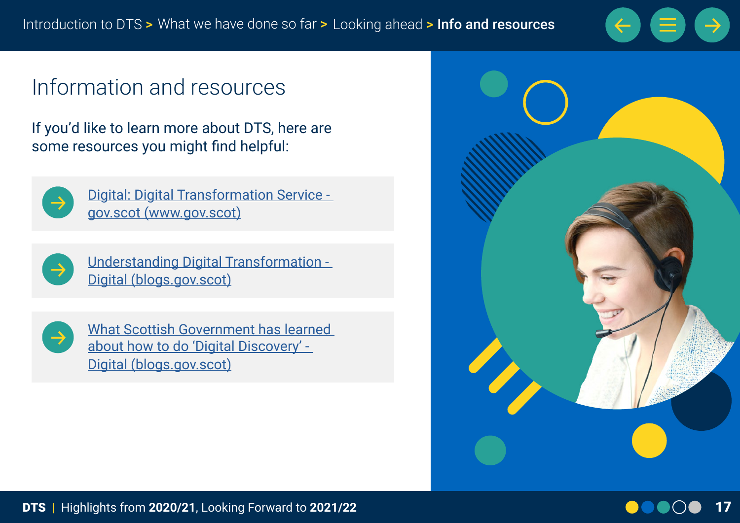# Information and resources

If you'd like to learn more about DTS, here are some resources you might find helpful:

- Digital: Digital Transformation Service - gov.scot (www.gov.scot)
- Understanding Digital Transformation - Digital (blogs.gov.scot)
- What Scottish Government has learned about how to do 'Digital Discovery' - Digital (blogs.gov.scot)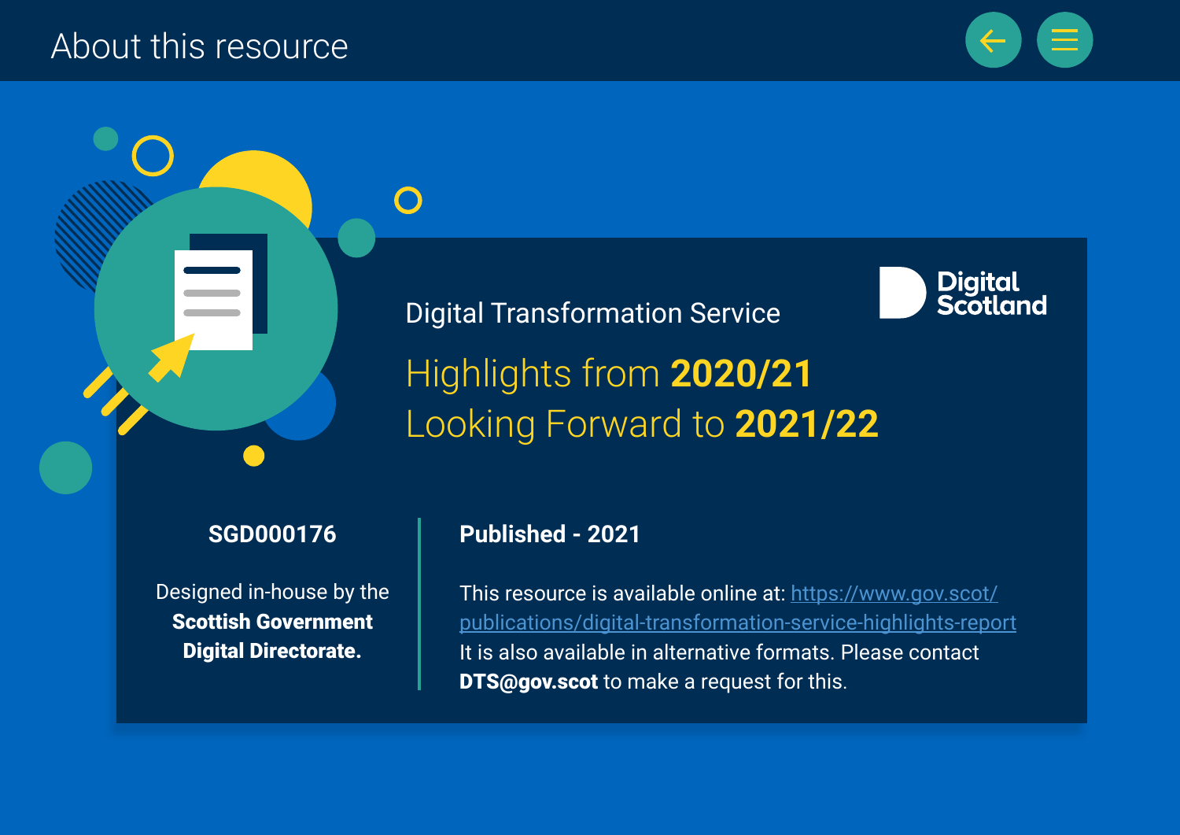# About this resource

Digital Scotland

Digital Transformation Service

## Highlights from **2020/21**
## Looking Forward to **2021/22**

**SGD000176**

Designed in-house by the **Scottish Government Digital Directorate.**

**Published - 2021**

This resource is available online at: https://www.gov.scot/publications/digital-transformation-service-highlights-report

It is also available in alternative formats. Please contact **DTS@gov.scot** to make a request for this.